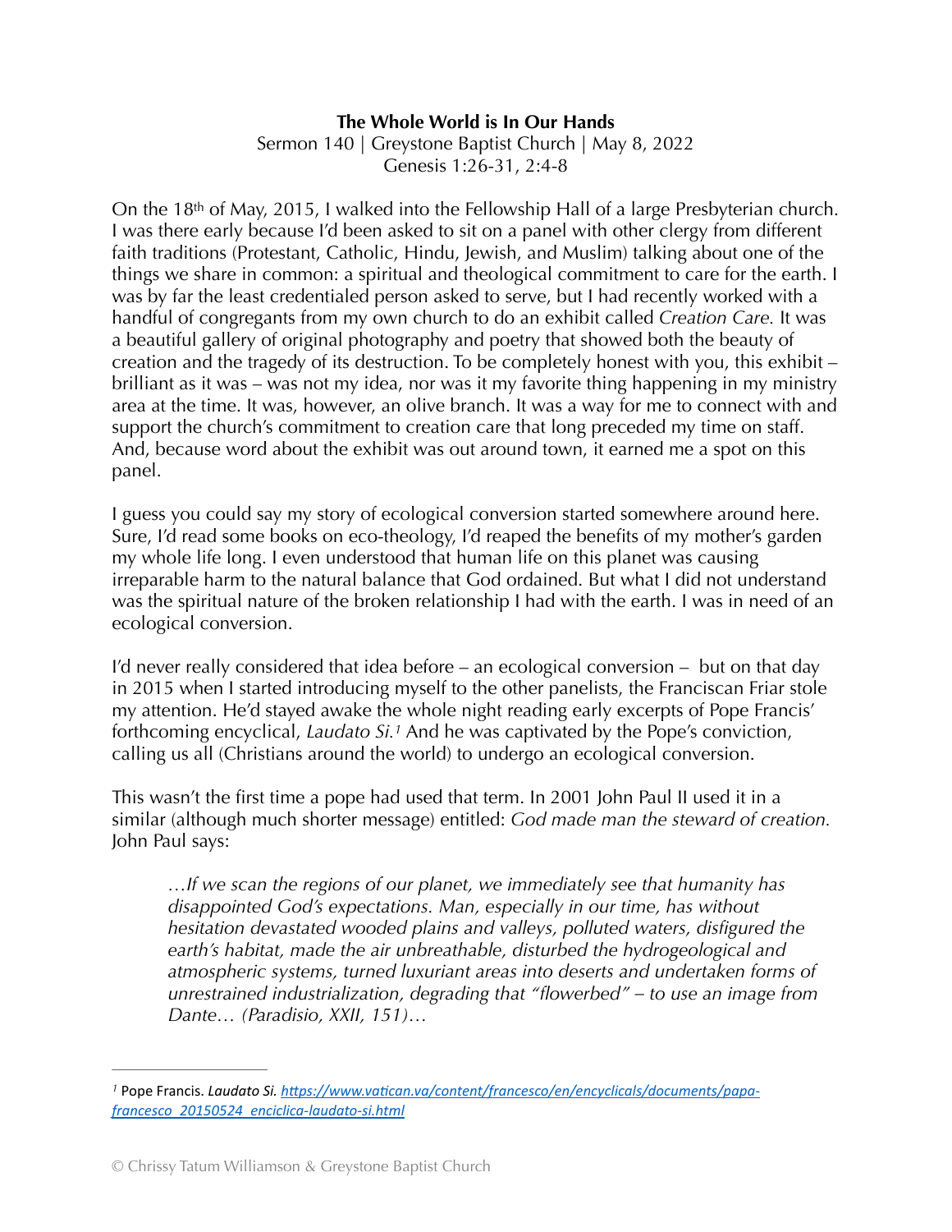**The Whole World is In Our Hands**

Sermon 140 | Greystone Baptist Church | May 8, 2022

Genesis 1:26-31, 2:4-8

On the 18th of May, 2015, I walked into the Fellowship Hall of a large Presbyterian church. I was there early because I'd been asked to sit on a panel with other clergy from different faith traditions (Protestant, Catholic, Hindu, Jewish, and Muslim) talking about one of the things we share in common: a spiritual and theological commitment to care for the earth. I was by far the least credentialed person asked to serve, but I had recently worked with a handful of congregants from my own church to do an exhibit called *Creation Care.* It was a beautiful gallery of original photography and poetry that showed both the beauty of creation and the tragedy of its destruction. To be completely honest with you, this exhibit – brilliant as it was – was not my idea, nor was it my favorite thing happening in my ministry area at the time. It was, however, an olive branch. It was a way for me to connect with and support the church's commitment to creation care that long preceded my time on staff. And, because word about the exhibit was out around town, it earned me a spot on this panel.

I guess you could say my story of ecological conversion started somewhere around here. Sure, I'd read some books on eco-theology, I'd reaped the benefits of my mother's garden my whole life long. I even understood that human life on this planet was causing irreparable harm to the natural balance that God ordained. But what I did not understand was the spiritual nature of the broken relationship I had with the earth. I was in need of an ecological conversion.

I'd never really considered that idea before – an ecological conversion – but on that day in 2015 when I started introducing myself to the other panelists, the Franciscan Friar stole my attention. He'd stayed awake the whole night reading early excerpts of Pope Francis' forthcoming encyclical, *Laudato Si.*[1] And he was captivated by the Pope's conviction, calling us all (Christians around the world) to undergo an ecological conversion.

This wasn't the first time a pope had used that term. In 2001 John Paul II used it in a similar (although much shorter message) entitled: *God made man the steward of creation.* John Paul says:

> *…If we scan the regions of our planet, we immediately see that humanity has disappointed God's expectations. Man, especially in our time, has without hesitation devastated wooded plains and valleys, polluted waters, disfigured the earth's habitat, made the air unbreathable, disturbed the hydrogeological and atmospheric systems, turned luxuriant areas into deserts and undertaken forms of unrestrained industrialization, degrading that "flowerbed" – to use an image from Dante… (Paradisio, XXII, 151)…*

---

[1] Pope Francis. *Laudato Si.* *https://www.vatican.va/content/francesco/en/encyclicals/documents/papa-francesco_20150524_enciclica-laudato-si.html*

© Chrissy Tatum Williamson & Greystone Baptist Church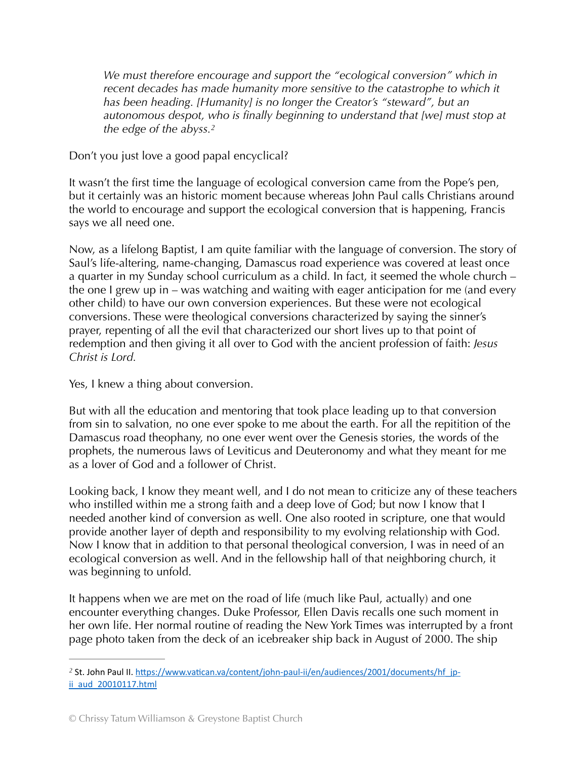> *We must therefore encourage and support the "ecological conversion" which in recent decades has made humanity more sensitive to the catastrophe to which it has been heading. [Humanity] is no longer the Creator's "steward", but an autonomous despot, who is finally beginning to understand that [we] must stop at the edge of the abyss.*[2]

Don't you just love a good papal encyclical?

It wasn't the first time the language of ecological conversion came from the Pope's pen, but it certainly was an historic moment because whereas John Paul calls Christians around the world to encourage and support the ecological conversion that is happening, Francis says we all need one.

Now, as a lifelong Baptist, I am quite familiar with the language of conversion. The story of Saul's life-altering, name-changing, Damascus road experience was covered at least once a quarter in my Sunday school curriculum as a child. In fact, it seemed the whole church – the one I grew up in – was watching and waiting with eager anticipation for me (and every other child) to have our own conversion experiences. But these were not ecological conversions. These were theological conversions characterized by saying the sinner's prayer, repenting of all the evil that characterized our short lives up to that point of redemption and then giving it all over to God with the ancient profession of faith: *Jesus Christ is Lord.*

Yes, I knew a thing about conversion.

But with all the education and mentoring that took place leading up to that conversion from sin to salvation, no one ever spoke to me about the earth. For all the repitition of the Damascus road theophany, no one ever went over the Genesis stories, the words of the prophets, the numerous laws of Leviticus and Deuteronomy and what they meant for me as a lover of God and a follower of Christ.

Looking back, I know they meant well, and I do not mean to criticize any of these teachers who instilled within me a strong faith and a deep love of God; but now I know that I needed another kind of conversion as well. One also rooted in scripture, one that would provide another layer of depth and responsibility to my evolving relationship with God. Now I know that in addition to that personal theological conversion, I was in need of an ecological conversion as well. And in the fellowship hall of that neighboring church, it was beginning to unfold.

It happens when we are met on the road of life (much like Paul, actually) and one encounter everything changes. Duke Professor, Ellen Davis recalls one such moment in her own life. Her normal routine of reading the New York Times was interrupted by a front page photo taken from the deck of an icebreaker ship back in August of 2000. The ship

---

[2] St. John Paul II. https://www.vatican.va/content/john-paul-ii/en/audiences/2001/documents/hf_jp-ii_aud_20010117.html

© Chrissy Tatum Williamson & Greystone Baptist Church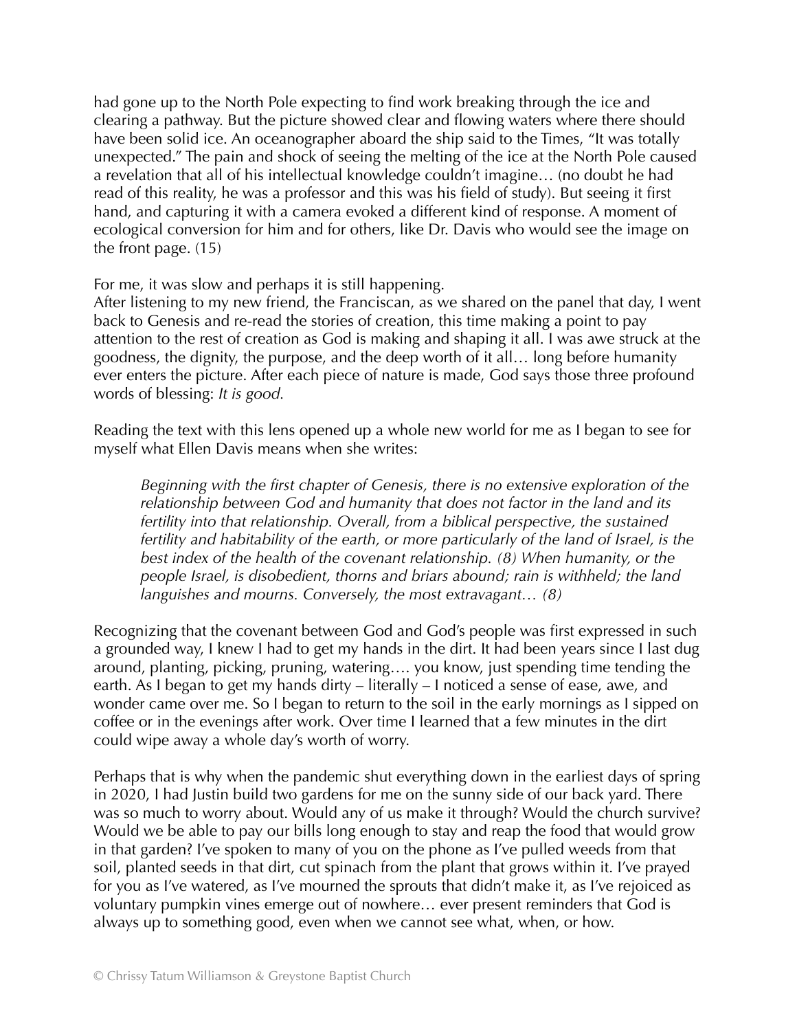had gone up to the North Pole expecting to find work breaking through the ice and clearing a pathway. But the picture showed clear and flowing waters where there should have been solid ice. An oceanographer aboard the ship said to the Times, "It was totally unexpected." The pain and shock of seeing the melting of the ice at the North Pole caused a revelation that all of his intellectual knowledge couldn't imagine… (no doubt he had read of this reality, he was a professor and this was his field of study). But seeing it first hand, and capturing it with a camera evoked a different kind of response. A moment of ecological conversion for him and for others, like Dr. Davis who would see the image on the front page. (15)

For me, it was slow and perhaps it is still happening.
After listening to my new friend, the Franciscan, as we shared on the panel that day, I went back to Genesis and re-read the stories of creation, this time making a point to pay attention to the rest of creation as God is making and shaping it all. I was awe struck at the goodness, the dignity, the purpose, and the deep worth of it all… long before humanity ever enters the picture. After each piece of nature is made, God says those three profound words of blessing: *It is good.*

Reading the text with this lens opened up a whole new world for me as I began to see for myself what Ellen Davis means when she writes:

> *Beginning with the first chapter of Genesis, there is no extensive exploration of the relationship between God and humanity that does not factor in the land and its fertility into that relationship. Overall, from a biblical perspective, the sustained fertility and habitability of the earth, or more particularly of the land of Israel, is the best index of the health of the covenant relationship. (8) When humanity, or the people Israel, is disobedient, thorns and briars abound; rain is withheld; the land languishes and mourns. Conversely, the most extravagant… (8)*

Recognizing that the covenant between God and God's people was first expressed in such a grounded way, I knew I had to get my hands in the dirt. It had been years since I last dug around, planting, picking, pruning, watering…. you know, just spending time tending the earth. As I began to get my hands dirty – literally – I noticed a sense of ease, awe, and wonder came over me. So I began to return to the soil in the early mornings as I sipped on coffee or in the evenings after work. Over time I learned that a few minutes in the dirt could wipe away a whole day's worth of worry.

Perhaps that is why when the pandemic shut everything down in the earliest days of spring in 2020, I had Justin build two gardens for me on the sunny side of our back yard. There was so much to worry about. Would any of us make it through? Would the church survive? Would we be able to pay our bills long enough to stay and reap the food that would grow in that garden? I've spoken to many of you on the phone as I've pulled weeds from that soil, planted seeds in that dirt, cut spinach from the plant that grows within it. I've prayed for you as I've watered, as I've mourned the sprouts that didn't make it, as I've rejoiced as voluntary pumpkin vines emerge out of nowhere… ever present reminders that God is always up to something good, even when we cannot see what, when, or how.

© Chrissy Tatum Williamson & Greystone Baptist Church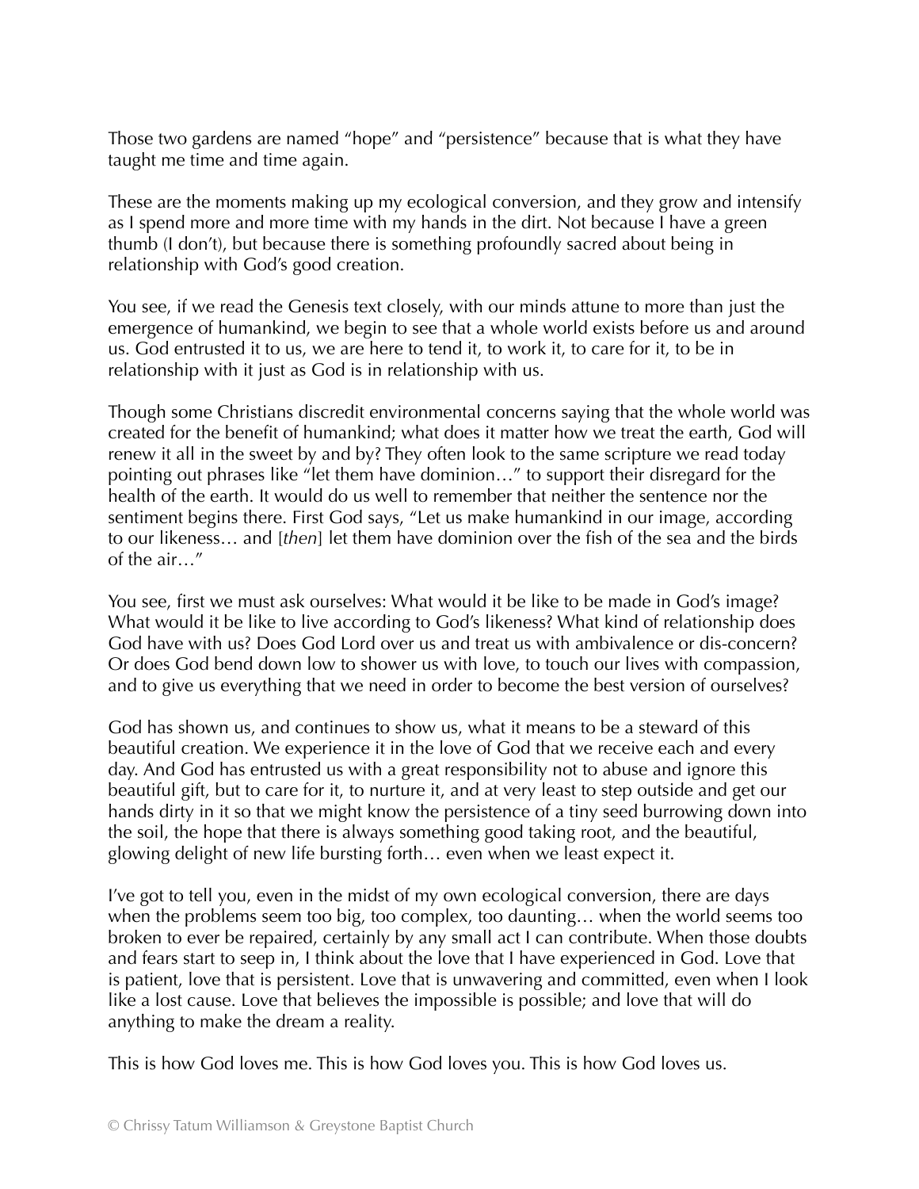Those two gardens are named "hope" and "persistence" because that is what they have taught me time and time again.

These are the moments making up my ecological conversion, and they grow and intensify as I spend more and more time with my hands in the dirt. Not because I have a green thumb (I don't), but because there is something profoundly sacred about being in relationship with God's good creation.

You see, if we read the Genesis text closely, with our minds attune to more than just the emergence of humankind, we begin to see that a whole world exists before us and around us. God entrusted it to us, we are here to tend it, to work it, to care for it, to be in relationship with it just as God is in relationship with us.

Though some Christians discredit environmental concerns saying that the whole world was created for the benefit of humankind; what does it matter how we treat the earth, God will renew it all in the sweet by and by? They often look to the same scripture we read today pointing out phrases like "let them have dominion…" to support their disregard for the health of the earth. It would do us well to remember that neither the sentence nor the sentiment begins there. First God says, "Let us make humankind in our image, according to our likeness… and [*then*] let them have dominion over the fish of the sea and the birds of the air…"

You see, first we must ask ourselves: What would it be like to be made in God's image? What would it be like to live according to God's likeness? What kind of relationship does God have with us? Does God Lord over us and treat us with ambivalence or dis-concern? Or does God bend down low to shower us with love, to touch our lives with compassion, and to give us everything that we need in order to become the best version of ourselves?

God has shown us, and continues to show us, what it means to be a steward of this beautiful creation. We experience it in the love of God that we receive each and every day. And God has entrusted us with a great responsibility not to abuse and ignore this beautiful gift, but to care for it, to nurture it, and at very least to step outside and get our hands dirty in it so that we might know the persistence of a tiny seed burrowing down into the soil, the hope that there is always something good taking root, and the beautiful, glowing delight of new life bursting forth… even when we least expect it.

I've got to tell you, even in the midst of my own ecological conversion, there are days when the problems seem too big, too complex, too daunting… when the world seems too broken to ever be repaired, certainly by any small act I can contribute. When those doubts and fears start to seep in, I think about the love that I have experienced in God. Love that is patient, love that is persistent. Love that is unwavering and committed, even when I look like a lost cause. Love that believes the impossible is possible; and love that will do anything to make the dream a reality.

This is how God loves me. This is how God loves you. This is how God loves us.

© Chrissy Tatum Williamson & Greystone Baptist Church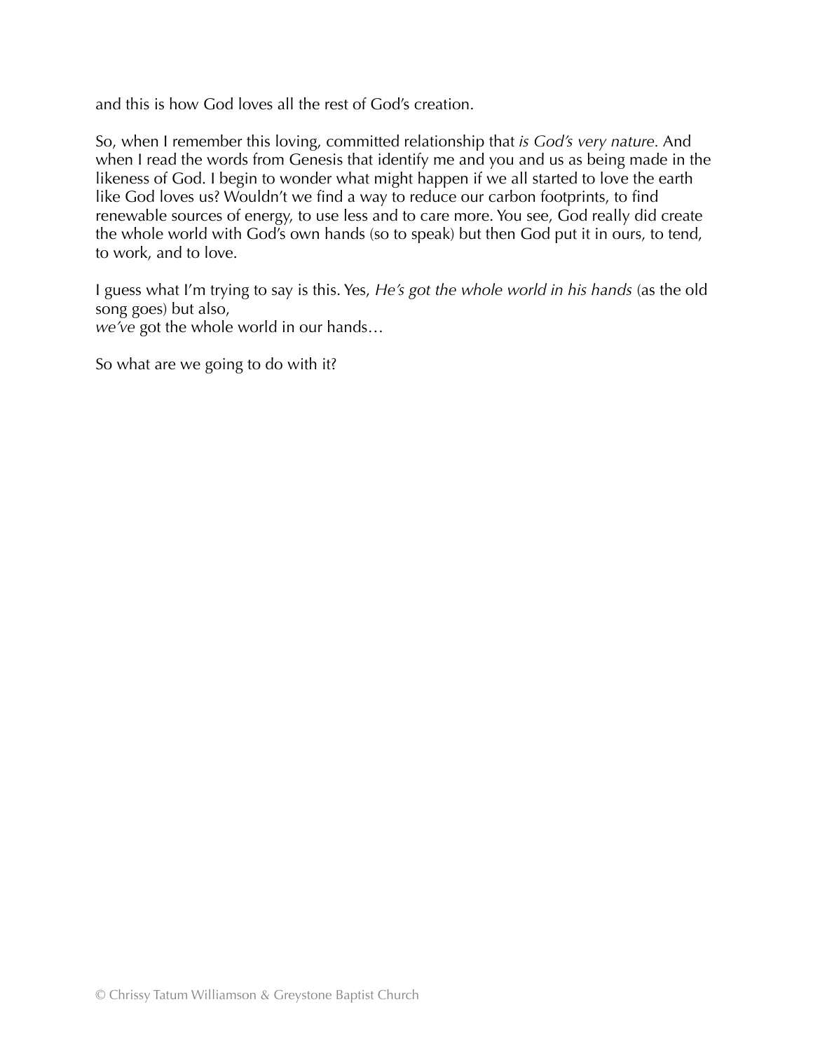and this is how God loves all the rest of God's creation.

So, when I remember this loving, committed relationship that *is God's very nature*. And when I read the words from Genesis that identify me and you and us as being made in the likeness of God. I begin to wonder what might happen if we all started to love the earth like God loves us? Wouldn't we find a way to reduce our carbon footprints, to find renewable sources of energy, to use less and to care more. You see, God really did create the whole world with God's own hands (so to speak) but then God put it in ours, to tend, to work, and to love.

I guess what I'm trying to say is this. Yes, *He's got the whole world in his hands* (as the old song goes) but also,
*we've* got the whole world in our hands…

So what are we going to do with it?